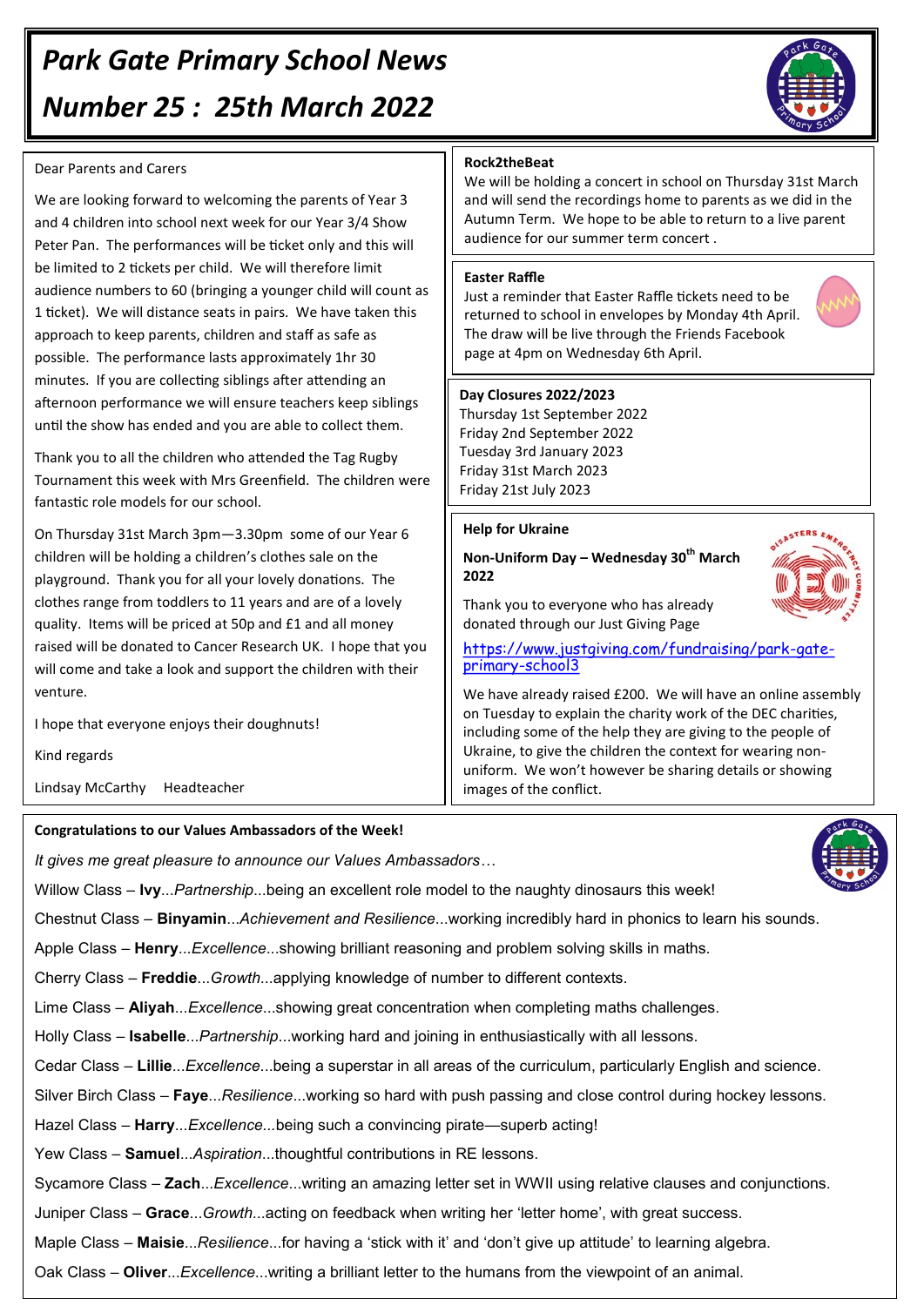# Park Gate Primary School News

## Number 25 : 25th March 2022

Dear Parents and Carers

We are looking forward to welcoming the parents of Year 3 and 4 children into school next week for our Year 3/4 Show Peter Pan. The performances will be ticket only and this will be limited to 2 tickets per child. We will therefore limit audience numbers to 60 (bringing a younger child will count as 1 ticket). We will distance seats in pairs. We have taken this approach to keep parents, children and staff as safe as possible. The performance lasts approximately 1hr 30 minutes. If you are collecting siblings after attending an afternoon performance we will ensure teachers keep siblings until the show has ended and you are able to collect them.

Thank you to all the children who attended the Tag Rugby Tournament this week with Mrs Greenfield. The children were fantastic role models for our school.

On Thursday 31st March 3pm—3.30pm some of our Year 6 children will be holding a children's clothes sale on the playground. Thank you for all your lovely donations. The clothes range from toddlers to 11 years and are of a lovely quality. Items will be priced at 50p and £1 and all money raised will be donated to Cancer Research UK. I hope that you will come and take a look and support the children with their venture.

I hope that everyone enjoys their doughnuts!

Kind regards

Lindsay McCarthy Headteacher

**Rock2theBeat**

We will be holding a concert in school on Thursday 31st March and will send the recordings home to parents as we did in the Autumn Term. We hope to be able to return to a live parent audience for our summer term concert .

**Easter Raffle**

Just a reminder that Easter Raffle tickets need to be returned to school in envelopes by Monday 4th April. The draw will be live through the Friends Facebook page at 4pm on Wednesday 6th April.

**Day Closures 2022/2023**

Thursday 1st September 2022
Friday 2nd September 2022
Tuesday 3rd January 2023
Friday 31st March 2023
Friday 21st July 2023

**Help for Ukraine**

**Non-Uniform Day – Wednesday 30th March 2022**

Thank you to everyone who has already donated through our Just Giving Page

https://www.justgiving.com/fundraising/park-gate-primary-school3

We have already raised £200. We will have an online assembly on Tuesday to explain the charity work of the DEC charities, including some of the help they are giving to the people of Ukraine, to give the children the context for wearing non-uniform. We won't however be sharing details or showing images of the conflict.

**Congratulations to our Values Ambassadors of the Week!**

*It gives me great pleasure to announce our Values Ambassadors…*

Willow Class – **Ivy**...*Partnership*...being an excellent role model to the naughty dinosaurs this week!

Chestnut Class – **Binyamin**...*Achievement and Resilience*...working incredibly hard in phonics to learn his sounds.

Apple Class – **Henry**...*Excellence*...showing brilliant reasoning and problem solving skills in maths.

Cherry Class – **Freddie**...*Growth*...applying knowledge of number to different contexts.

Lime Class – **Aliyah**...*Excellence*...showing great concentration when completing maths challenges.

Holly Class – **Isabelle**...*Partnership*...working hard and joining in enthusiastically with all lessons.

Cedar Class – **Lillie**...*Excellence*...being a superstar in all areas of the curriculum, particularly English and science.

Silver Birch Class – **Faye**...*Resilience*...working so hard with push passing and close control during hockey lessons.

Hazel Class – **Harry**...*Excellence...*being such a convincing pirate—superb acting!

Yew Class – **Samuel**...*Aspiration*...thoughtful contributions in RE lessons.

Sycamore Class – **Zach**...*Excellence*...writing an amazing letter set in WWII using relative clauses and conjunctions.

Juniper Class – **Grace**...*Growth*...acting on feedback when writing her 'letter home', with great success.

Maple Class – **Maisie**...*Resilience*...for having a 'stick with it' and 'don't give up attitude' to learning algebra.

Oak Class – **Oliver**...*Excellence*...writing a brilliant letter to the humans from the viewpoint of an animal.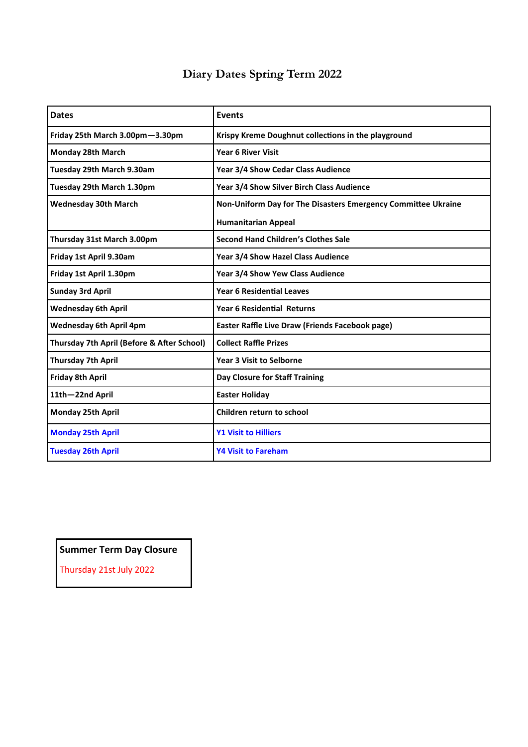# Diary Dates Spring Term 2022

| Dates | Events |
|---|---|
| Friday 25th March 3.00pm—3.30pm | Krispy Kreme Doughnut collections in the playground |
| Monday 28th March | Year 6 River Visit |
| Tuesday 29th March 9.30am | Year 3/4 Show Cedar Class Audience |
| Tuesday 29th March 1.30pm | Year 3/4 Show Silver Birch Class Audience |
| Wednesday 30th March | Non-Uniform Day for The Disasters Emergency Committee Ukraine Humanitarian Appeal |
| Thursday 31st March 3.00pm | Second Hand Children's Clothes Sale |
| Friday 1st April 9.30am | Year 3/4 Show Hazel Class Audience |
| Friday 1st April 1.30pm | Year 3/4 Show Yew Class Audience |
| Sunday 3rd April | Year 6 Residential Leaves |
| Wednesday 6th April | Year 6 Residential Returns |
| Wednesday 6th April 4pm | Easter Raffle Live Draw (Friends Facebook page) |
| Thursday 7th April (Before & After School) | Collect Raffle Prizes |
| Thursday 7th April | Year 3 Visit to Selborne |
| Friday 8th April | Day Closure for Staff Training |
| 11th—22nd April | Easter Holiday |
| Monday 25th April | Children return to school |
| Monday 25th April | Y1 Visit to Hilliers |
| Tuesday 26th April | Y4 Visit to Fareham |

**Summer Term Day Closure**

Thursday 21st July 2022